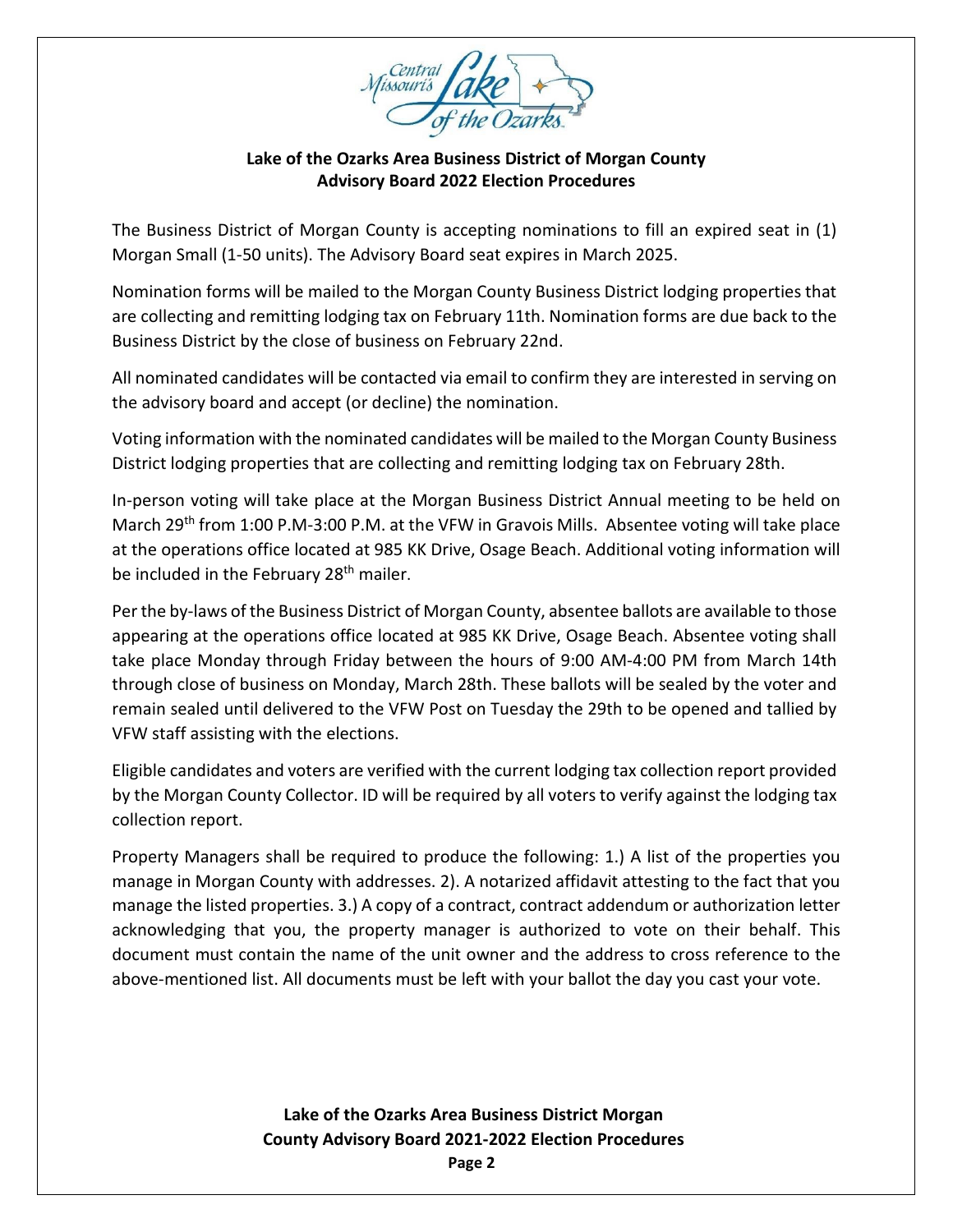**Lake of the Ozarks Area Business District of Morgan County**
**Advisory Board 2022 Election Procedures**

The Business District of Morgan County is accepting nominations to fill an expired seat in (1) Morgan Small (1-50 units). The Advisory Board seat expires in March 2025.

Nomination forms will be mailed to the Morgan County Business District lodging properties that are collecting and remitting lodging tax on February 11th. Nomination forms are due back to the Business District by the close of business on February 22nd.

All nominated candidates will be contacted via email to confirm they are interested in serving on the advisory board and accept (or decline) the nomination.

Voting information with the nominated candidates will be mailed to the Morgan County Business District lodging properties that are collecting and remitting lodging tax on February 28th.

In-person voting will take place at the Morgan Business District Annual meeting to be held on March 29th from 1:00 P.M-3:00 P.M. at the VFW in Gravois Mills. Absentee voting will take place at the operations office located at 985 KK Drive, Osage Beach. Additional voting information will be included in the February 28th mailer.

Per the by-laws of the Business District of Morgan County, absentee ballots are available to those appearing at the operations office located at 985 KK Drive, Osage Beach. Absentee voting shall take place Monday through Friday between the hours of 9:00 AM-4:00 PM from March 14th through close of business on Monday, March 28th. These ballots will be sealed by the voter and remain sealed until delivered to the VFW Post on Tuesday the 29th to be opened and tallied by VFW staff assisting with the elections.

Eligible candidates and voters are verified with the current lodging tax collection report provided by the Morgan County Collector. ID will be required by all voters to verify against the lodging tax collection report.

Property Managers shall be required to produce the following: 1.) A list of the properties you manage in Morgan County with addresses. 2). A notarized affidavit attesting to the fact that you manage the listed properties. 3.) A copy of a contract, contract addendum or authorization letter acknowledging that you, the property manager is authorized to vote on their behalf. This document must contain the name of the unit owner and the address to cross reference to the above-mentioned list. All documents must be left with your ballot the day you cast your vote.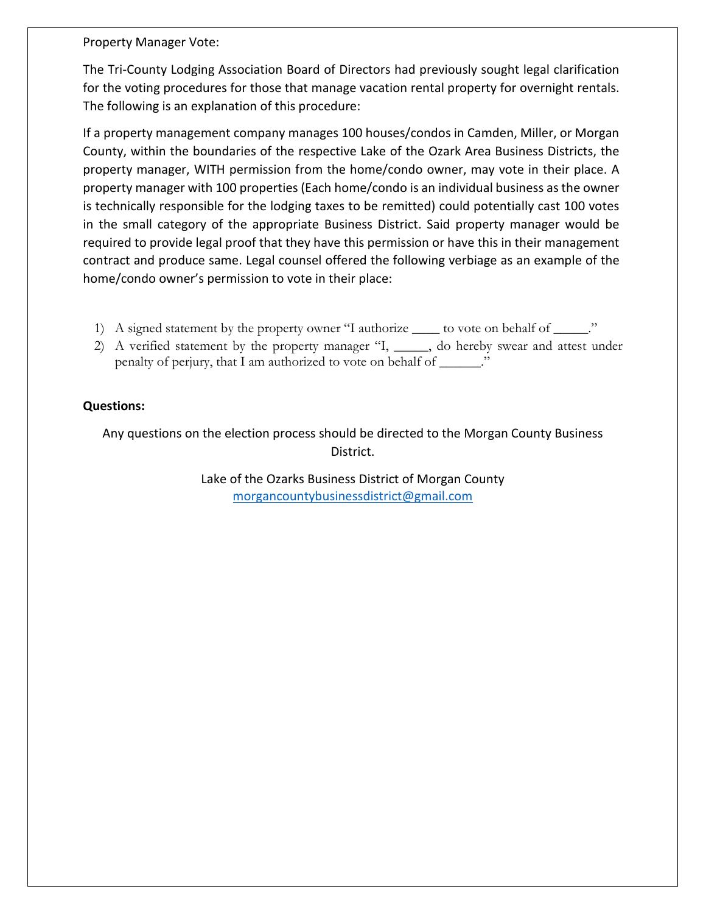Property Manager Vote:

The Tri-County Lodging Association Board of Directors had previously sought legal clarification for the voting procedures for those that manage vacation rental property for overnight rentals. The following is an explanation of this procedure:

If a property management company manages 100 houses/condos in Camden, Miller, or Morgan County, within the boundaries of the respective Lake of the Ozark Area Business Districts, the property manager, WITH permission from the home/condo owner, may vote in their place. A property manager with 100 properties (Each home/condo is an individual business as the owner is technically responsible for the lodging taxes to be remitted) could potentially cast 100 votes in the small category of the appropriate Business District. Said property manager would be required to provide legal proof that they have this permission or have this in their management contract and produce same. Legal counsel offered the following verbiage as an example of the home/condo owner's permission to vote in their place:

1) A signed statement by the property owner "I authorize ____ to vote on behalf of _____."
2) A verified statement by the property manager "I, _____, do hereby swear and attest under penalty of perjury, that I am authorized to vote on behalf of ______."

**Questions:**

Any questions on the election process should be directed to the Morgan County Business District.

Lake of the Ozarks Business District of Morgan County
morgancountybusinessdistrict@gmail.com